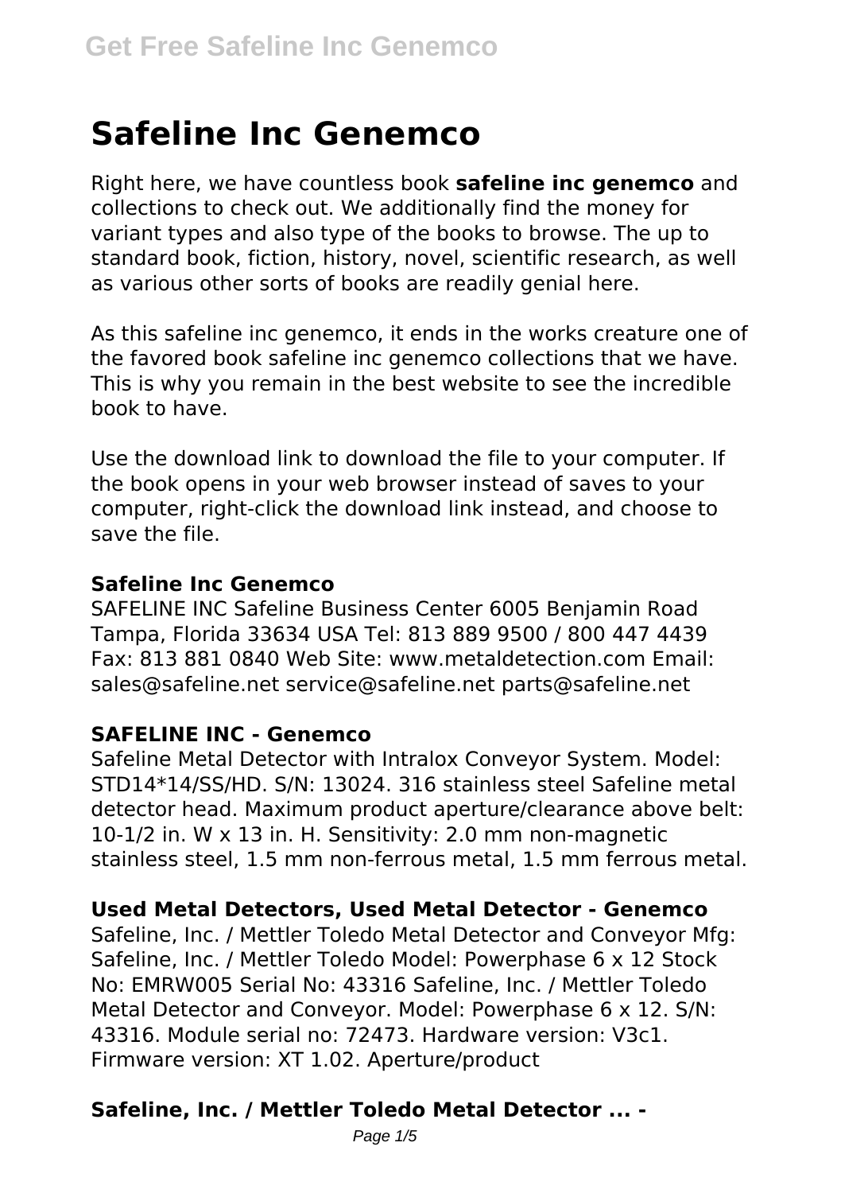# Safeline Inc Genemco

Right here, we have countless book **safeline inc genemco** and collections to check out. We additionally find the money for variant types and also type of the books to browse. The up to standard book, fiction, history, novel, scientific research, as well as various other sorts of books are readily genial here.

As this safeline inc genemco, it ends in the works creature one of the favored book safeline inc genemco collections that we have. This is why you remain in the best website to see the incredible book to have.

Use the download link to download the file to your computer. If the book opens in your web browser instead of saves to your computer, right-click the download link instead, and choose to save the file.

### Safeline Inc Genemco

SAFELINE INC Safeline Business Center 6005 Benjamin Road Tampa, Florida 33634 USA Tel: 813 889 9500 / 800 447 4439 Fax: 813 881 0840 Web Site: www.metaldetection.com Email: sales@safeline.net service@safeline.net parts@safeline.net

### SAFELINE INC - Genemco

Safeline Metal Detector with Intralox Conveyor System. Model: STD14*14/SS/HD. S/N: 13024. 316 stainless steel Safeline metal detector head. Maximum product aperture/clearance above belt: 10-1/2 in. W x 13 in. H. Sensitivity: 2.0 mm non-magnetic stainless steel, 1.5 mm non-ferrous metal, 1.5 mm ferrous metal.

### Used Metal Detectors, Used Metal Detector - Genemco

Safeline, Inc. / Mettler Toledo Metal Detector and Conveyor Mfg: Safeline, Inc. / Mettler Toledo Model: Powerphase 6 x 12 Stock No: EMRW005 Serial No: 43316 Safeline, Inc. / Mettler Toledo Metal Detector and Conveyor. Model: Powerphase 6 x 12. S/N: 43316. Module serial no: 72473. Hardware version: V3c1. Firmware version: XT 1.02. Aperture/product

### Safeline, Inc. / Mettler Toledo Metal Detector ... -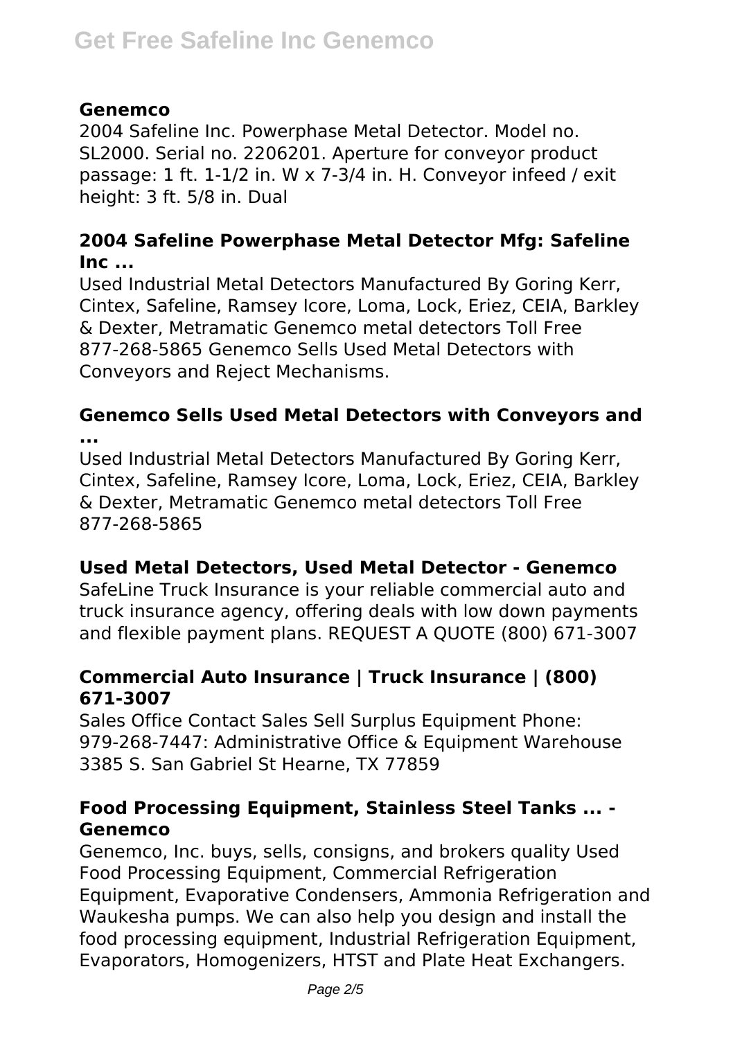### Genemco

2004 Safeline Inc. Powerphase Metal Detector. Model no. SL2000. Serial no. 2206201. Aperture for conveyor product passage: 1 ft. 1-1/2 in. W x 7-3/4 in. H. Conveyor infeed / exit height: 3 ft. 5/8 in. Dual

### 2004 Safeline Powerphase Metal Detector Mfg: Safeline Inc ...

Used Industrial Metal Detectors Manufactured By Goring Kerr, Cintex, Safeline, Ramsey Icore, Loma, Lock, Eriez, CEIA, Barkley & Dexter, Metramatic Genemco metal detectors Toll Free 877-268-5865 Genemco Sells Used Metal Detectors with Conveyors and Reject Mechanisms.

### Genemco Sells Used Metal Detectors with Conveyors and ...

Used Industrial Metal Detectors Manufactured By Goring Kerr, Cintex, Safeline, Ramsey Icore, Loma, Lock, Eriez, CEIA, Barkley & Dexter, Metramatic Genemco metal detectors Toll Free 877-268-5865

### Used Metal Detectors, Used Metal Detector - Genemco

SafeLine Truck Insurance is your reliable commercial auto and truck insurance agency, offering deals with low down payments and flexible payment plans. REQUEST A QUOTE (800) 671-3007

### Commercial Auto Insurance | Truck Insurance | (800) 671-3007

Sales Office Contact Sales Sell Surplus Equipment Phone: 979-268-7447: Administrative Office & Equipment Warehouse 3385 S. San Gabriel St Hearne, TX 77859

### Food Processing Equipment, Stainless Steel Tanks ... - Genemco

Genemco, Inc. buys, sells, consigns, and brokers quality Used Food Processing Equipment, Commercial Refrigeration Equipment, Evaporative Condensers, Ammonia Refrigeration and Waukesha pumps. We can also help you design and install the food processing equipment, Industrial Refrigeration Equipment, Evaporators, Homogenizers, HTST and Plate Heat Exchangers.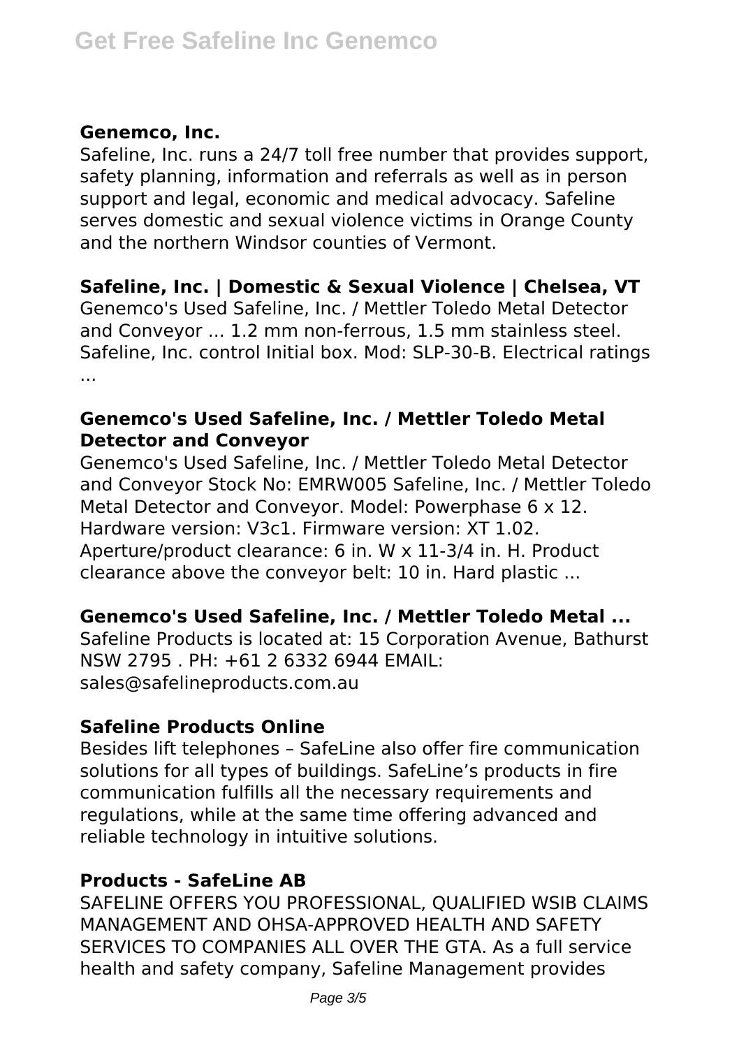### Genemco, Inc.

Safeline, Inc. runs a 24/7 toll free number that provides support, safety planning, information and referrals as well as in person support and legal, economic and medical advocacy. Safeline serves domestic and sexual violence victims in Orange County and the northern Windsor counties of Vermont.

### Safeline, Inc. | Domestic & Sexual Violence | Chelsea, VT

Genemco's Used Safeline, Inc. / Mettler Toledo Metal Detector and Conveyor ... 1.2 mm non-ferrous, 1.5 mm stainless steel. Safeline, Inc. control Initial box. Mod: SLP-30-B. Electrical ratings ...

### Genemco's Used Safeline, Inc. / Mettler Toledo Metal Detector and Conveyor

Genemco's Used Safeline, Inc. / Mettler Toledo Metal Detector and Conveyor Stock No: EMRW005 Safeline, Inc. / Mettler Toledo Metal Detector and Conveyor. Model: Powerphase 6 x 12. Hardware version: V3c1. Firmware version: XT 1.02. Aperture/product clearance: 6 in. W x 11-3/4 in. H. Product clearance above the conveyor belt: 10 in. Hard plastic ...

### Genemco's Used Safeline, Inc. / Mettler Toledo Metal ...

Safeline Products is located at: 15 Corporation Avenue, Bathurst NSW 2795 . PH: +61 2 6332 6944 EMAIL: sales@safelineproducts.com.au

### Safeline Products Online

Besides lift telephones – SafeLine also offer fire communication solutions for all types of buildings. SafeLine's products in fire communication fulfills all the necessary requirements and regulations, while at the same time offering advanced and reliable technology in intuitive solutions.

### Products - SafeLine AB

SAFELINE OFFERS YOU PROFESSIONAL, QUALIFIED WSIB CLAIMS MANAGEMENT AND OHSA-APPROVED HEALTH AND SAFETY SERVICES TO COMPANIES ALL OVER THE GTA. As a full service health and safety company, Safeline Management provides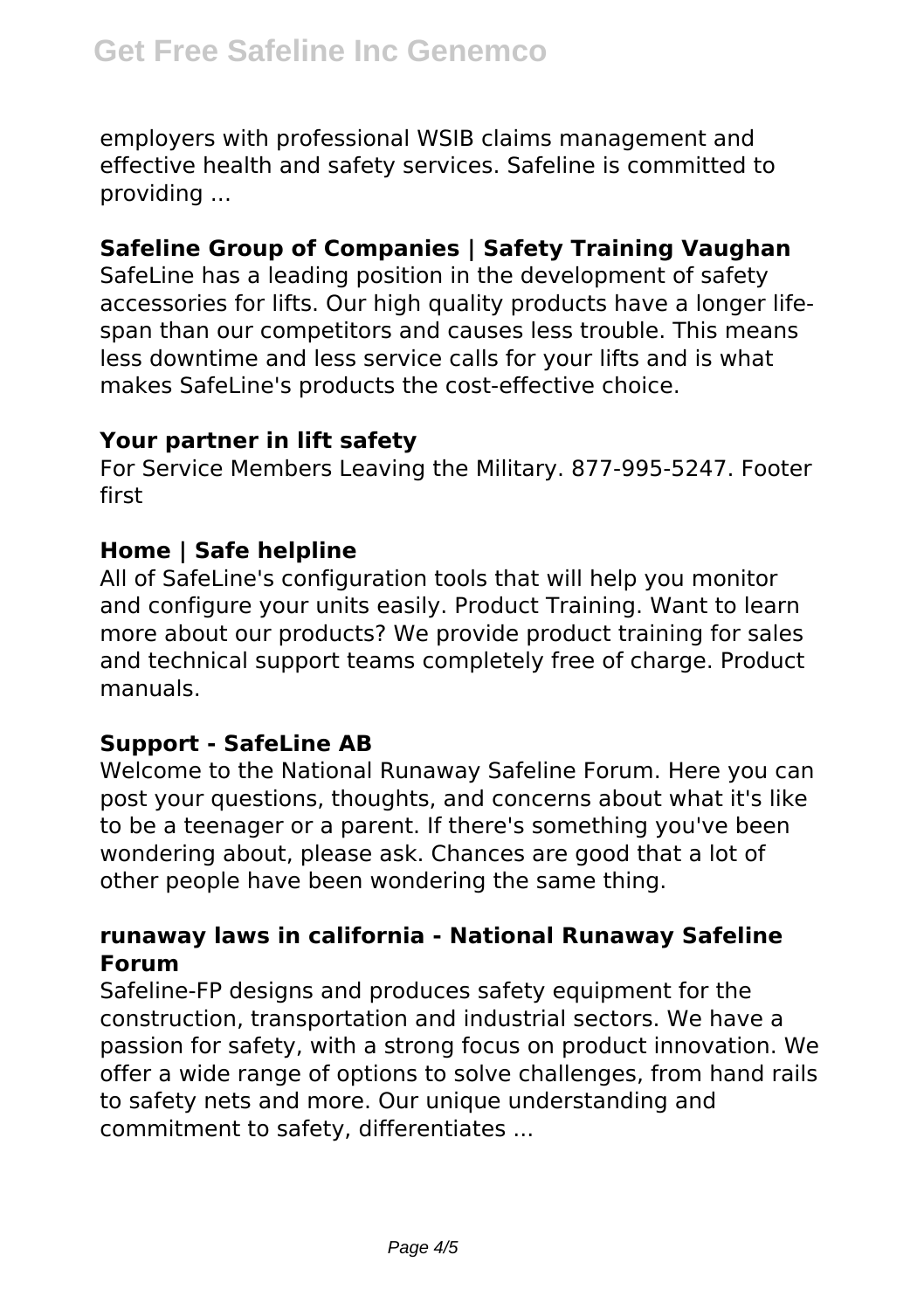employers with professional WSIB claims management and effective health and safety services. Safeline is committed to providing ...

**Safeline Group of Companies | Safety Training Vaughan**

SafeLine has a leading position in the development of safety accessories for lifts. Our high quality products have a longer life-span than our competitors and causes less trouble. This means less downtime and less service calls for your lifts and is what makes SafeLine's products the cost-effective choice.

**Your partner in lift safety**

For Service Members Leaving the Military. 877-995-5247. Footer first

**Home | Safe helpline**

All of SafeLine's configuration tools that will help you monitor and configure your units easily. Product Training. Want to learn more about our products? We provide product training for sales and technical support teams completely free of charge. Product manuals.

**Support - SafeLine AB**

Welcome to the National Runaway Safeline Forum. Here you can post your questions, thoughts, and concerns about what it's like to be a teenager or a parent. If there's something you've been wondering about, please ask. Chances are good that a lot of other people have been wondering the same thing.

**runaway laws in california - National Runaway Safeline Forum**

Safeline-FP designs and produces safety equipment for the construction, transportation and industrial sectors. We have a passion for safety, with a strong focus on product innovation. We offer a wide range of options to solve challenges, from hand rails to safety nets and more. Our unique understanding and commitment to safety, differentiates ...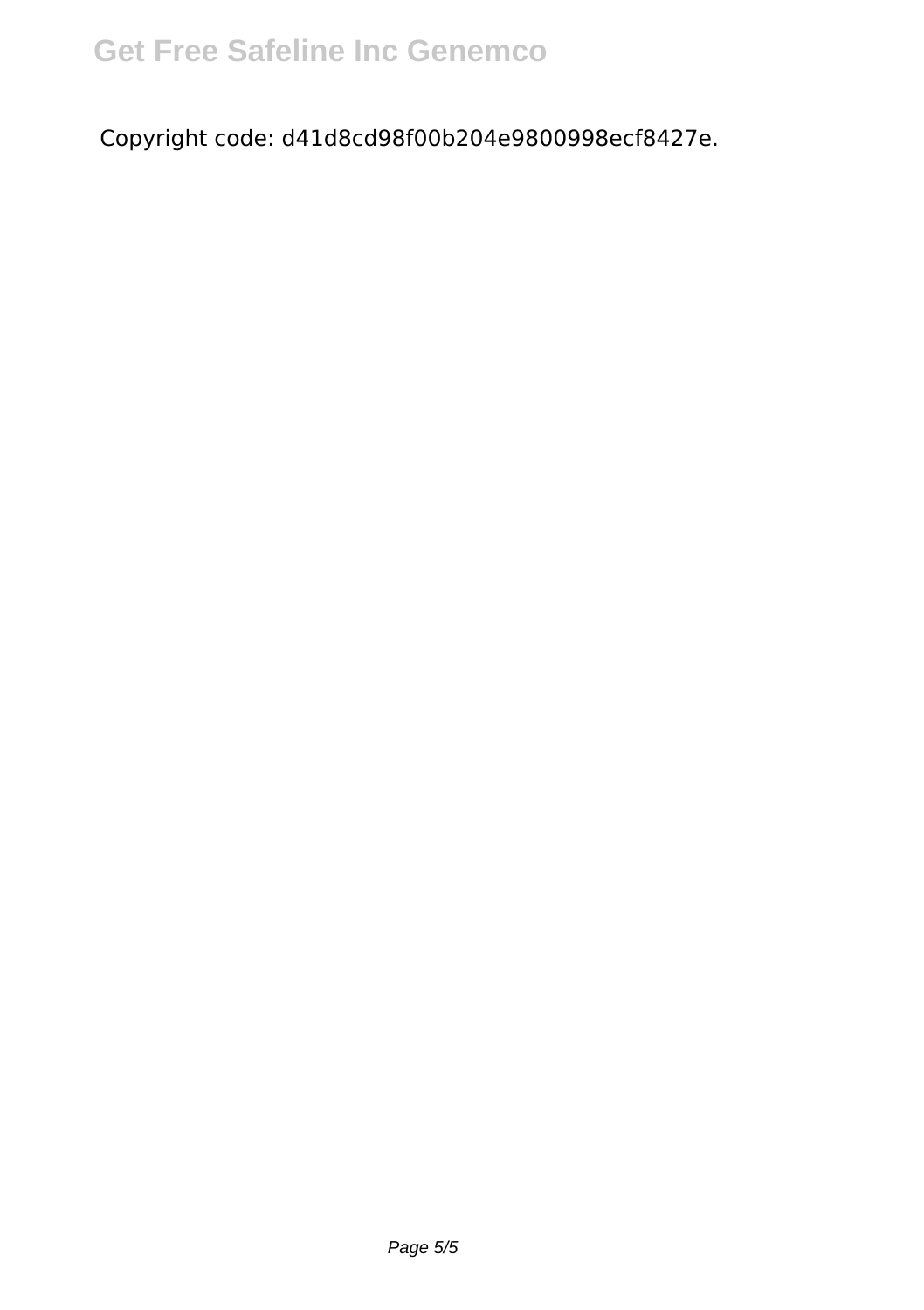Copyright code: d41d8cd98f00b204e9800998ecf8427e.